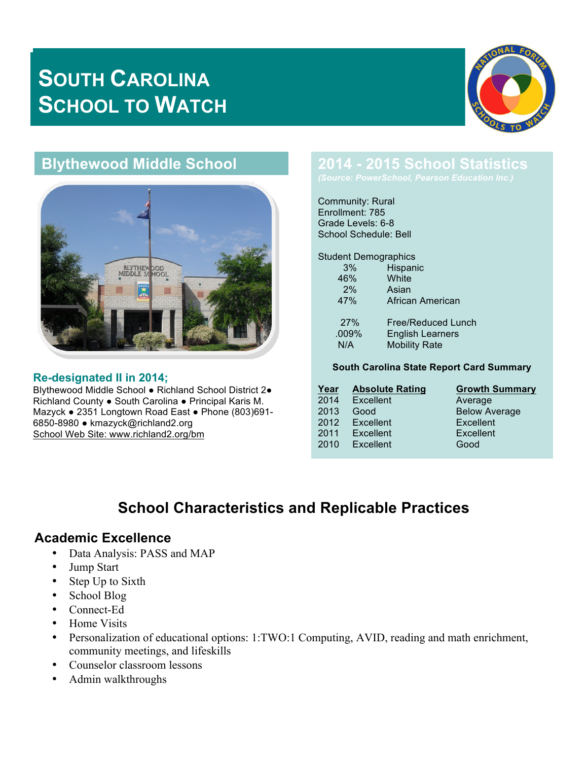# South Carolina School to Watch

## Blythewood Middle School

**Re-designated II in 2014;**

Blythewood Middle School ● Richland School District 2● Richland County ● South Carolina ● Principal Karis M. Mazyck ● 2351 Longtown Road East ● Phone (803)691-6850-8980 ● kmazyck@richland2.org

School Web Site: www.richland2.org/bm

## 2014 - 2015 School Statistics

*(Source: PowerSchool, Pearson Education Inc.)*

Community: Rural
Enrollment: 785
Grade Levels: 6-8
School Schedule: Bell

Student Demographics

| | |
|---|---|
| 3% | Hispanic |
| 46% | White |
| 2% | Asian |
| 47% | African American |
| 27% | Free/Reduced Lunch |
| .009% | English Learners |
| N/A | Mobility Rate |

**South Carolina State Report Card Summary**

| Year | Absolute Rating | Growth Summary |
|---|---|---|
| 2014 | Excellent | Average |
| 2013 | Good | Below Average |
| 2012 | Excellent | Excellent |
| 2011 | Excellent | Excellent |
| 2010 | Excellent | Good |

## School Characteristics and Replicable Practices

### Academic Excellence

- Data Analysis: PASS and MAP
- Jump Start
- Step Up to Sixth
- School Blog
- Connect-Ed
- Home Visits
- Personalization of educational options: 1:TWO:1 Computing, AVID, reading and math enrichment, community meetings, and lifeskills
- Counselor classroom lessons
- Admin walkthroughs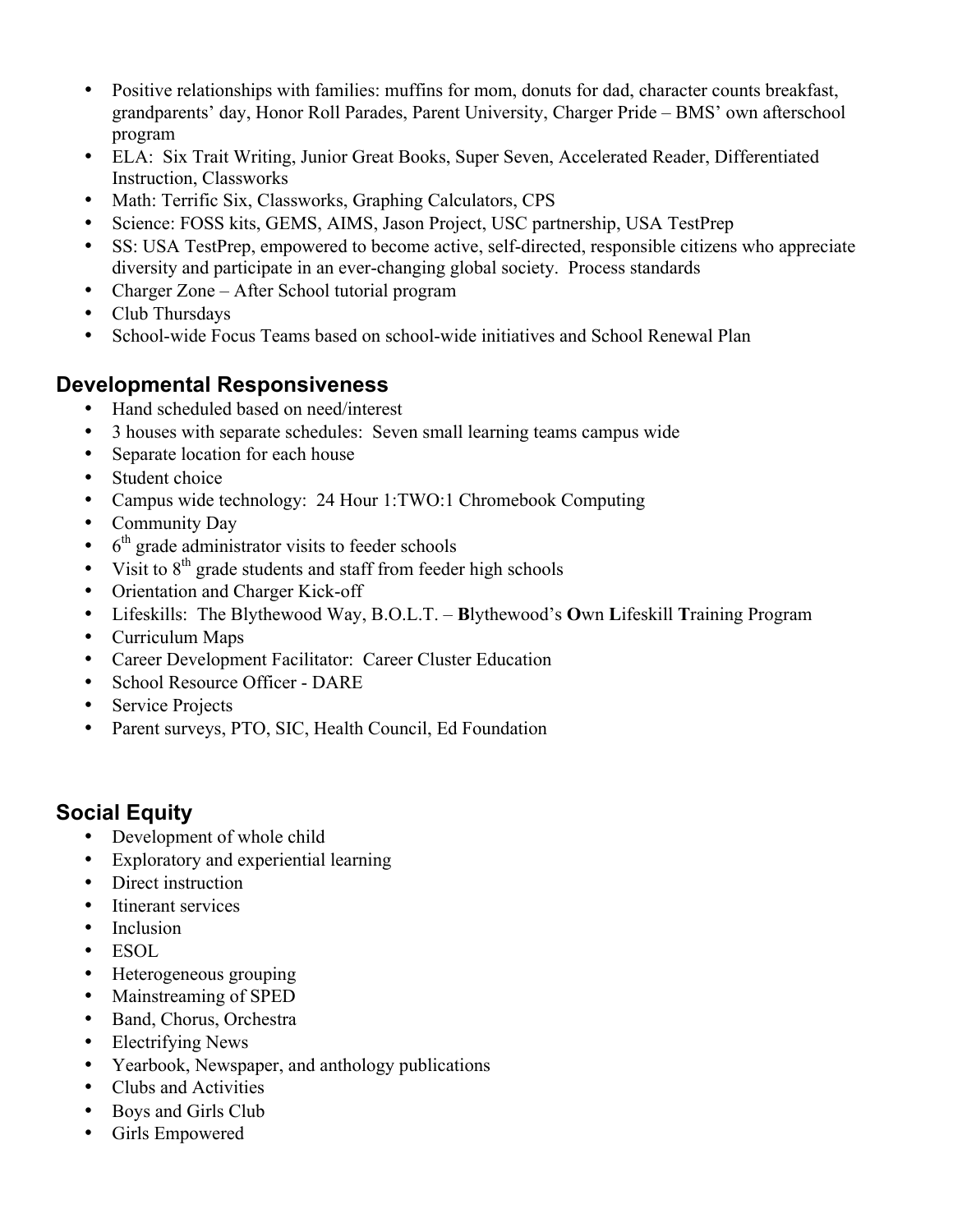- Positive relationships with families: muffins for mom, donuts for dad, character counts breakfast, grandparents' day, Honor Roll Parades, Parent University, Charger Pride – BMS' own afterschool program
- ELA: Six Trait Writing, Junior Great Books, Super Seven, Accelerated Reader, Differentiated Instruction, Classworks
- Math: Terrific Six, Classworks, Graphing Calculators, CPS
- Science: FOSS kits, GEMS, AIMS, Jason Project, USC partnership, USA TestPrep
- SS: USA TestPrep, empowered to become active, self-directed, responsible citizens who appreciate diversity and participate in an ever-changing global society. Process standards
- Charger Zone – After School tutorial program
- Club Thursdays
- School-wide Focus Teams based on school-wide initiatives and School Renewal Plan

## Developmental Responsiveness

- Hand scheduled based on need/interest
- 3 houses with separate schedules: Seven small learning teams campus wide
- Separate location for each house
- Student choice
- Campus wide technology: 24 Hour 1:TWO:1 Chromebook Computing
- Community Day
- 6th grade administrator visits to feeder schools
- Visit to 8th grade students and staff from feeder high schools
- Orientation and Charger Kick-off
- Lifeskills: The Blythewood Way, B.O.L.T. – **B**lythewood's **O**wn **L**ifeskill **T**raining Program
- Curriculum Maps
- Career Development Facilitator: Career Cluster Education
- School Resource Officer - DARE
- Service Projects
- Parent surveys, PTO, SIC, Health Council, Ed Foundation

## Social Equity

- Development of whole child
- Exploratory and experiential learning
- Direct instruction
- Itinerant services
- Inclusion
- ESOL
- Heterogeneous grouping
- Mainstreaming of SPED
- Band, Chorus, Orchestra
- Electrifying News
- Yearbook, Newspaper, and anthology publications
- Clubs and Activities
- Boys and Girls Club
- Girls Empowered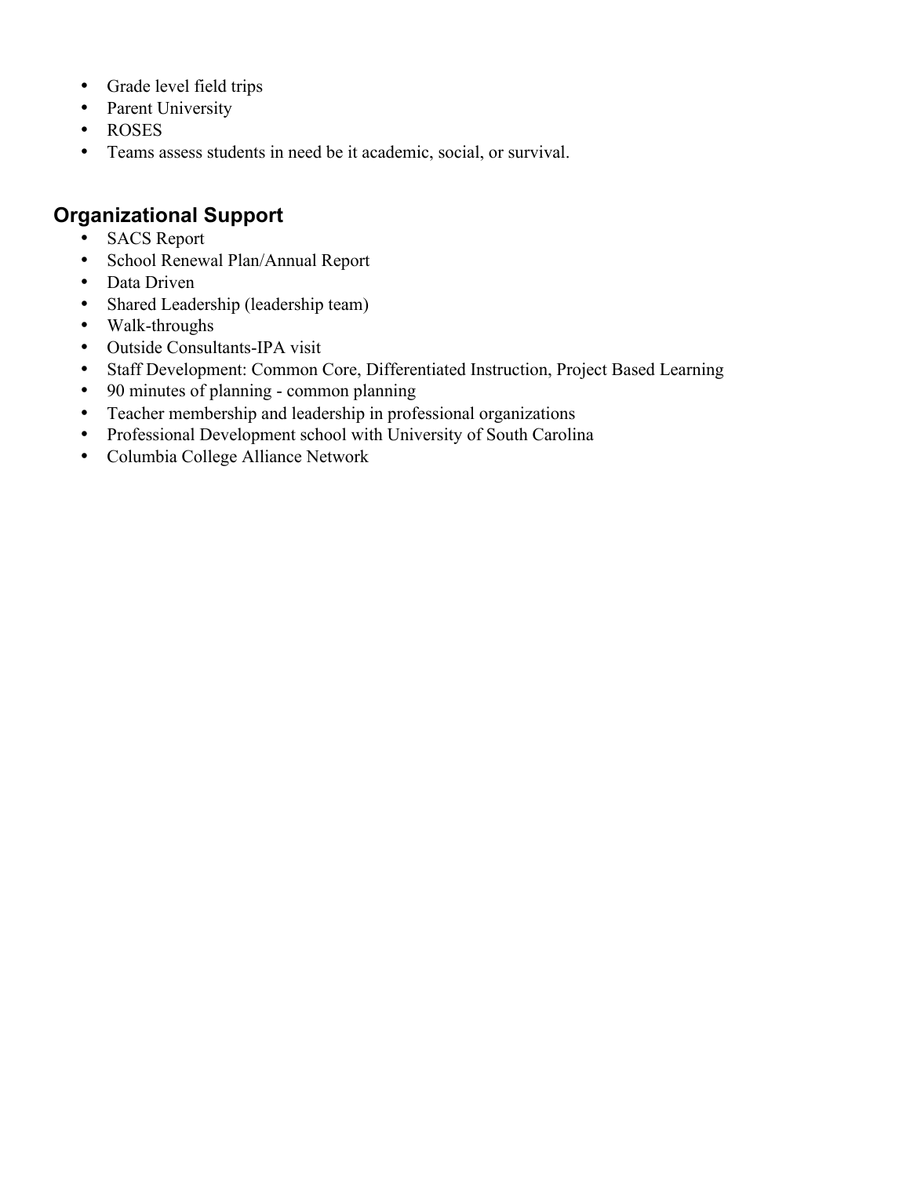- Grade level field trips
- Parent University
- ROSES
- Teams assess students in need be it academic, social, or survival.

## Organizational Support

- SACS Report
- School Renewal Plan/Annual Report
- Data Driven
- Shared Leadership (leadership team)
- Walk-throughs
- Outside Consultants-IPA visit
- Staff Development: Common Core, Differentiated Instruction, Project Based Learning
- 90 minutes of planning - common planning
- Teacher membership and leadership in professional organizations
- Professional Development school with University of South Carolina
- Columbia College Alliance Network